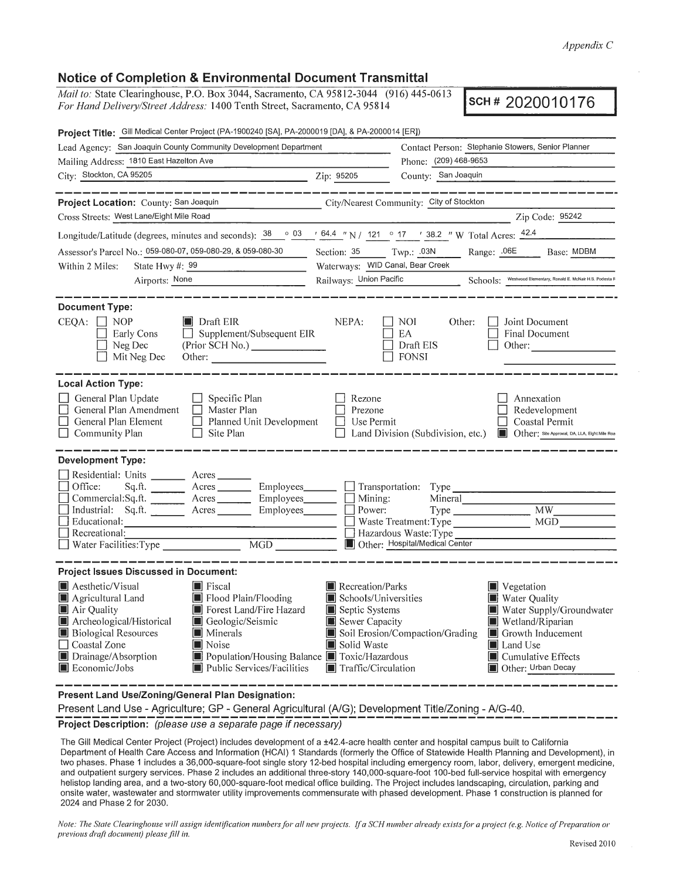*Appendix C*

## Notice of Completion & Environmental Document Transmittal

*Mail to:* State Clearinghouse, P.O. Box 3044, Sacramento, CA 95812-3044 (916) 445-0613
*For Hand Delivery/Street Address:* 1400 Tenth Street, Sacramento, CA 95814

**SCH # 2020010176**

**Project Title:** Gill Medical Center Project (PA-1900240 [SA], PA-2000019 [DA], & PA-2000014 [ER])

Lead Agency: San Joaquin County Community Development Department
Contact Person: Stephanie Stowers, Senior Planner
Mailing Address: 1810 East Hazelton Ave
Phone: (209) 468-9653
City: Stockton, CA 95205
Zip: 95205
County: San Joaquin

---

**Project Location:** County: San Joaquin
City/Nearest Community: City of Stockton
Cross Streets: West Lane/Eight Mile Road
Zip Code: 95242

Longitude/Latitude (degrees, minutes and seconds): 38 ° 03 ′ 64.4 ″ N / 121 ° 17 ′ 38.2 ″ W Total Acres: 42.4

Assessor's Parcel No.: 059-080-07, 059-080-29, & 059-080-30
Section: 35 Twp.: .03N Range: .06E Base: MDBM

Within 2 Miles: State Hwy #: 99
Waterways: WID Canal, Bear Creek
Airports: None
Railways: Union Pacific
Schools: Westwood Elementary, Ronald E. McNair H.S. Podesta F

---

**Document Type:**

CEQA:
- ☐ NOP
- ☐ Early Cons
- ☐ Neg Dec
- ☐ Mit Neg Dec
- ■ Draft EIR
- ☐ Supplement/Subsequent EIR (Prior SCH No.) ________
- Other: ________

NEPA:
- ☐ NOI
- ☐ EA
- ☐ Draft EIS
- ☐ FONSI

Other:
- ☐ Joint Document
- ☐ Final Document
- ☐ Other: ________

---

**Local Action Type:**

- ☐ General Plan Update
- ☐ General Plan Amendment
- ☐ General Plan Element
- ☐ Community Plan
- ☐ Specific Plan
- ☐ Master Plan
- ☐ Planned Unit Development
- ☐ Site Plan
- ☐ Rezone
- ☐ Prezone
- ☐ Use Permit
- ☐ Land Division (Subdivision, etc.)
- ☐ Annexation
- ☐ Redevelopment
- ☐ Coastal Permit
- ■ Other: Site Approval, DA, LLA, Eight Mile Roa

---

**Development Type:**

- ☐ Residential: Units ______ Acres ______
- ☐ Office: Sq.ft. ______ Acres ______ Employees ______
- ☐ Commercial: Sq.ft. ______ Acres ______ Employees ______
- ☐ Industrial: Sq.ft. ______ Acres ______ Employees ______
- ☐ Educational: ________
- ☐ Recreational: ________
- ☐ Water Facilities: Type ______ MGD ______
- ☐ Transportation: Type ________
- ☐ Mining: Mineral ________
- ☐ Power: Type ______ MW ______
- ☐ Waste Treatment: Type ______ MGD ______
- ☐ Hazardous Waste: Type ________
- ■ Other: Hospital/Medical Center

---

**Project Issues Discussed in Document:**

- ■ Aesthetic/Visual
- ■ Agricultural Land
- ■ Air Quality
- ■ Archeological/Historical
- ■ Biological Resources
- ☐ Coastal Zone
- ■ Drainage/Absorption
- ■ Economic/Jobs
- ■ Fiscal
- ■ Flood Plain/Flooding
- ■ Forest Land/Fire Hazard
- ■ Geologic/Seismic
- ■ Minerals
- ■ Noise
- ■ Population/Housing Balance
- ■ Public Services/Facilities
- ■ Recreation/Parks
- ■ Schools/Universities
- ■ Septic Systems
- ■ Sewer Capacity
- ■ Soil Erosion/Compaction/Grading
- ■ Solid Waste
- ■ Toxic/Hazardous
- ■ Traffic/Circulation
- ■ Vegetation
- ■ Water Quality
- ■ Water Supply/Groundwater
- ■ Wetland/Riparian
- ■ Growth Inducement
- ■ Land Use
- ■ Cumulative Effects
- ■ Other: Urban Decay

---

**Present Land Use/Zoning/General Plan Designation:**

Present Land Use - Agriculture; GP - General Agricultural (A/G); Development Title/Zoning - A/G-40.

**Project Description:** *(please use a separate page if necessary)*

The Gill Medical Center Project (Project) includes development of a ±42.4-acre health center and hospital campus built to California Department of Health Care Access and Information (HCAI) 1 Standards (formerly the Office of Statewide Health Planning and Development), in two phases. Phase 1 includes a 36,000-square-foot single story 12-bed hospital including emergency room, labor, delivery, emergent medicine, and outpatient surgery services. Phase 2 includes an additional three-story 140,000-square-foot 100-bed full-service hospital with emergency helistop landing area, and a two-story 60,000-square-foot medical office building. The Project includes landscaping, circulation, parking and onsite water, wastewater and stormwater utility improvements commensurate with phased development. Phase 1 construction is planned for 2024 and Phase 2 for 2030.

*Note: The State Clearinghouse will assign identification numbers for all new projects. If a SCH number already exists for a project (e.g. Notice of Preparation or previous draft document) please fill in.*

Revised 2010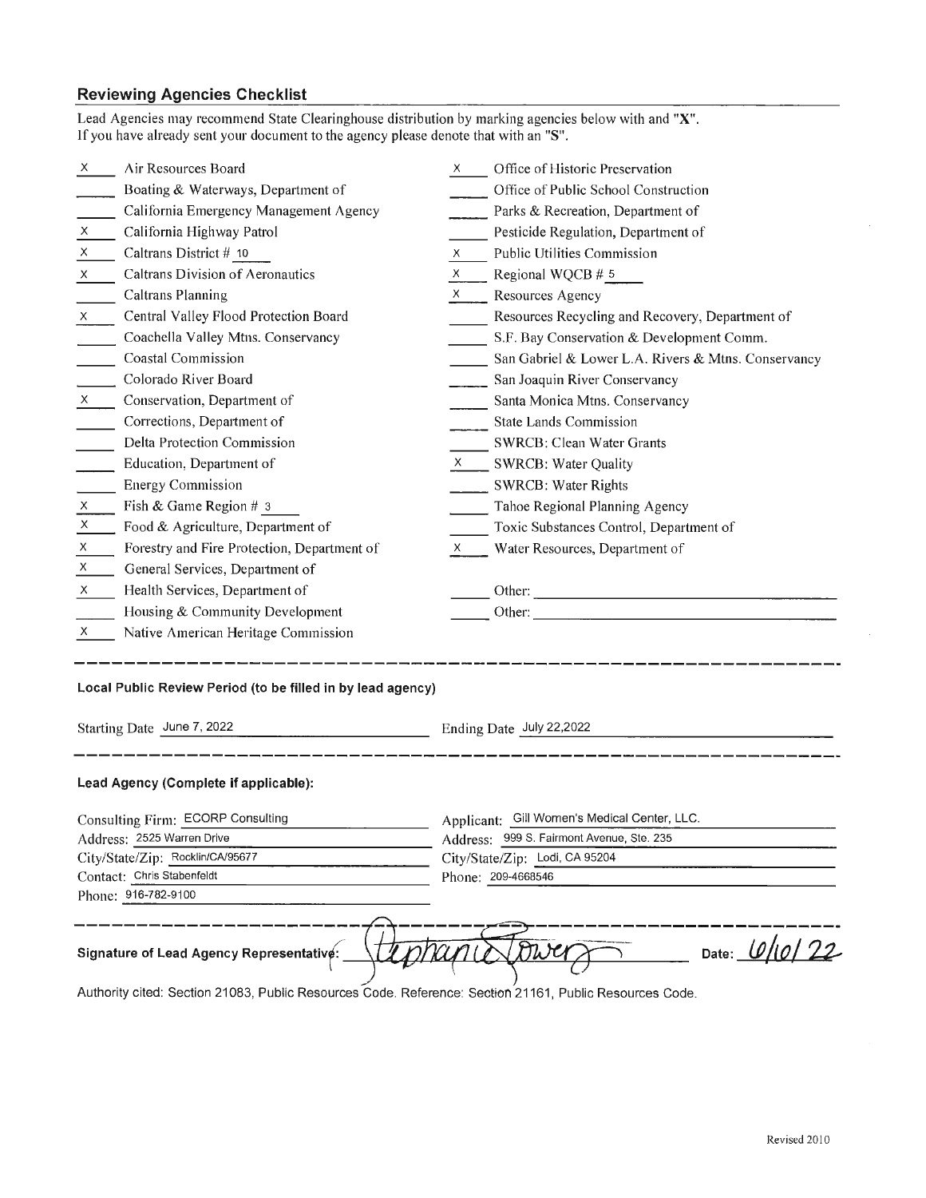## Reviewing Agencies Checklist

Lead Agencies may recommend State Clearinghouse distribution by marking agencies below with and "X".
If you have already sent your document to the agency please denote that with an "S".

| | | | |
|---|---|---|---|
| X | Air Resources Board | X | Office of Historic Preservation |
| | Boating & Waterways, Department of | | Office of Public School Construction |
| | California Emergency Management Agency | | Parks & Recreation, Department of |
| X | California Highway Patrol | | Pesticide Regulation, Department of |
| X | Caltrans District # 10 | X | Public Utilities Commission |
| X | Caltrans Division of Aeronautics | X | Regional WQCB # 5 |
| | Caltrans Planning | X | Resources Agency |
| X | Central Valley Flood Protection Board | | Resources Recycling and Recovery, Department of |
| | Coachella Valley Mtns. Conservancy | | S.F. Bay Conservation & Development Comm. |
| | Coastal Commission | | San Gabriel & Lower L.A. Rivers & Mtns. Conservancy |
| | Colorado River Board | | San Joaquin River Conservancy |
| X | Conservation, Department of | | Santa Monica Mtns. Conservancy |
| | Corrections, Department of | | State Lands Commission |
| | Delta Protection Commission | | SWRCB: Clean Water Grants |
| | Education, Department of | X | SWRCB: Water Quality |
| | Energy Commission | | SWRCB: Water Rights |
| X | Fish & Game Region # 3 | | Tahoe Regional Planning Agency |
| X | Food & Agriculture, Department of | | Toxic Substances Control, Department of |
| X | Forestry and Fire Protection, Department of | X | Water Resources, Department of |
| X | General Services, Department of | | |
| X | Health Services, Department of | | Other: |
| | Housing & Community Development | | Other: |
| X | Native American Heritage Commission | | |

---

**Local Public Review Period (to be filled in by lead agency)**

Starting Date June 7, 2022 Ending Date July 22,2022

---

**Lead Agency (Complete if applicable):**

| | |
|---|---|
| Consulting Firm: ECORP Consulting | Applicant: Gill Women's Medical Center, LLC. |
| Address: 2525 Warren Drive | Address: 999 S. Fairmont Avenue, Ste. 235 |
| City/State/Zip: Rocklin/CA/95677 | City/State/Zip: Lodi, CA 95204 |
| Contact: Chris Stabenfeldt | Phone: 209-4668546 |
| Phone: 916-782-9100 | |

---

**Signature of Lead Agency Representative:** Stephanie Power **Date:** 6/10/22

Authority cited: Section 21083, Public Resources Code. Reference: Section 21161, Public Resources Code.

Revised 2010